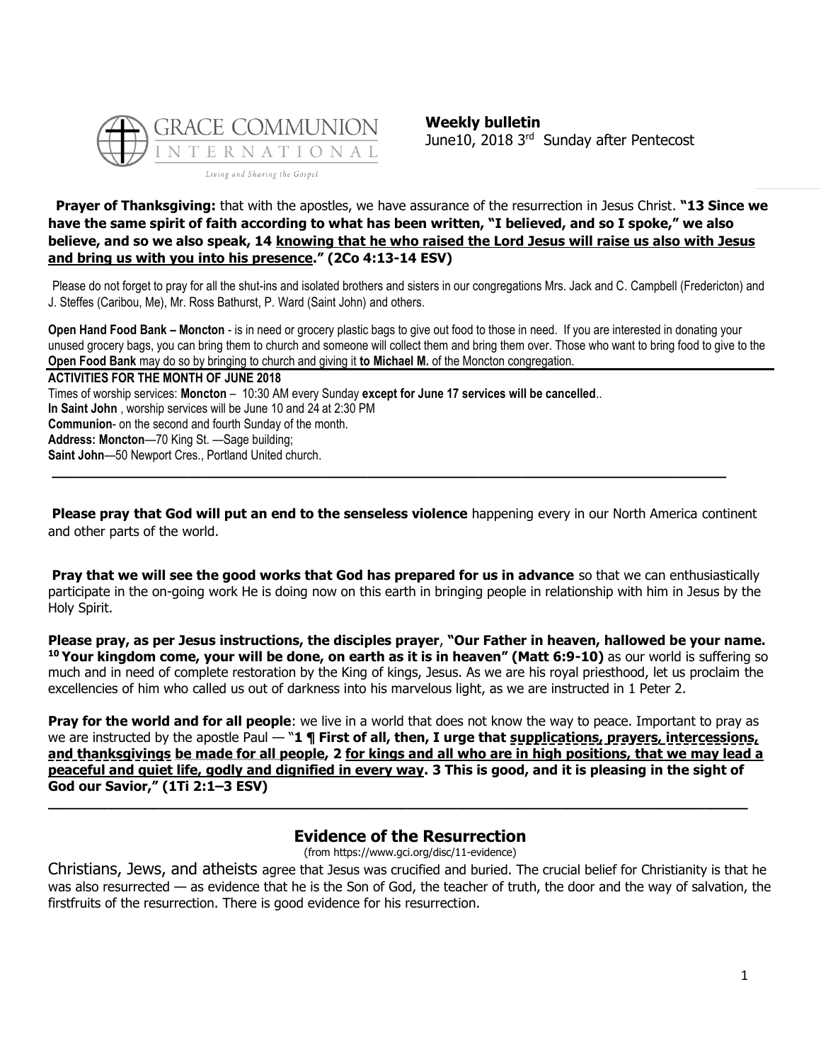GRACE COMMUNION INTERNATIONAL

*Living and Sharing the Gospel*

**Weekly bulletin**
June10, 2018 3rd Sunday after Pentecost

**Prayer of Thanksgiving:** that with the apostles, we have assurance of the resurrection in Jesus Christ. **"13 Since we have the same spirit of faith according to what has been written, "I believed, and so I spoke," we also believe, and so we also speak, 14 knowing that he who raised the Lord Jesus will raise us also with Jesus and bring us with you into his presence." (2Co 4:13-14 ESV)**

Please do not forget to pray for all the shut-ins and isolated brothers and sisters in our congregations Mrs. Jack and C. Campbell (Fredericton) and J. Steffes (Caribou, Me), Mr. Ross Bathurst, P. Ward (Saint John) and others.

**Open Hand Food Bank – Moncton** - is in need or grocery plastic bags to give out food to those in need. If you are interested in donating your unused grocery bags, you can bring them to church and someone will collect them and bring them over. Those who want to bring food to give to the **Open Food Bank** may do so by bringing to church and giving it **to Michael M.** of the Moncton congregation.

**ACTIVITIES FOR THE MONTH OF JUNE 2018**

Times of worship services: **Moncton** – 10:30 AM every Sunday **except for June 17 services will be cancelled**..
**In Saint John** , worship services will be June 10 and 24 at 2:30 PM
**Communion**- on the second and fourth Sunday of the month.
**Address: Moncton**—70 King St. —Sage building;
**Saint John**—50 Newport Cres., Portland United church.

---

**Please pray that God will put an end to the senseless violence** happening every in our North America continent and other parts of the world.

**Pray that we will see the good works that God has prepared for us in advance** so that we can enthusiastically participate in the on-going work He is doing now on this earth in bringing people in relationship with him in Jesus by the Holy Spirit.

**Please pray, as per Jesus instructions, the disciples prayer**, **"Our Father in heaven, hallowed be your name. 10 Your kingdom come, your will be done, on earth as it is in heaven" (Matt 6:9-10)** as our world is suffering so much and in need of complete restoration by the King of kings, Jesus. As we are his royal priesthood, let us proclaim the excellencies of him who called us out of darkness into his marvelous light, as we are instructed in 1 Peter 2.

**Pray for the world and for all people**: we live in a world that does not know the way to peace. Important to pray as we are instructed by the apostle Paul — "**1 ¶ First of all, then, I urge that supplications, prayers, intercessions, and thanksgivings be made for all people, 2 for kings and all who are in high positions, that we may lead a peaceful and quiet life, godly and dignified in every way. 3 This is good, and it is pleasing in the sight of God our Savior," (1Ti 2:1–3 ESV)**

---

## Evidence of the Resurrection

(from https://www.gci.org/disc/11-evidence)

Christians, Jews, and atheists agree that Jesus was crucified and buried. The crucial belief for Christianity is that he was also resurrected — as evidence that he is the Son of God, the teacher of truth, the door and the way of salvation, the firstfruits of the resurrection. There is good evidence for his resurrection.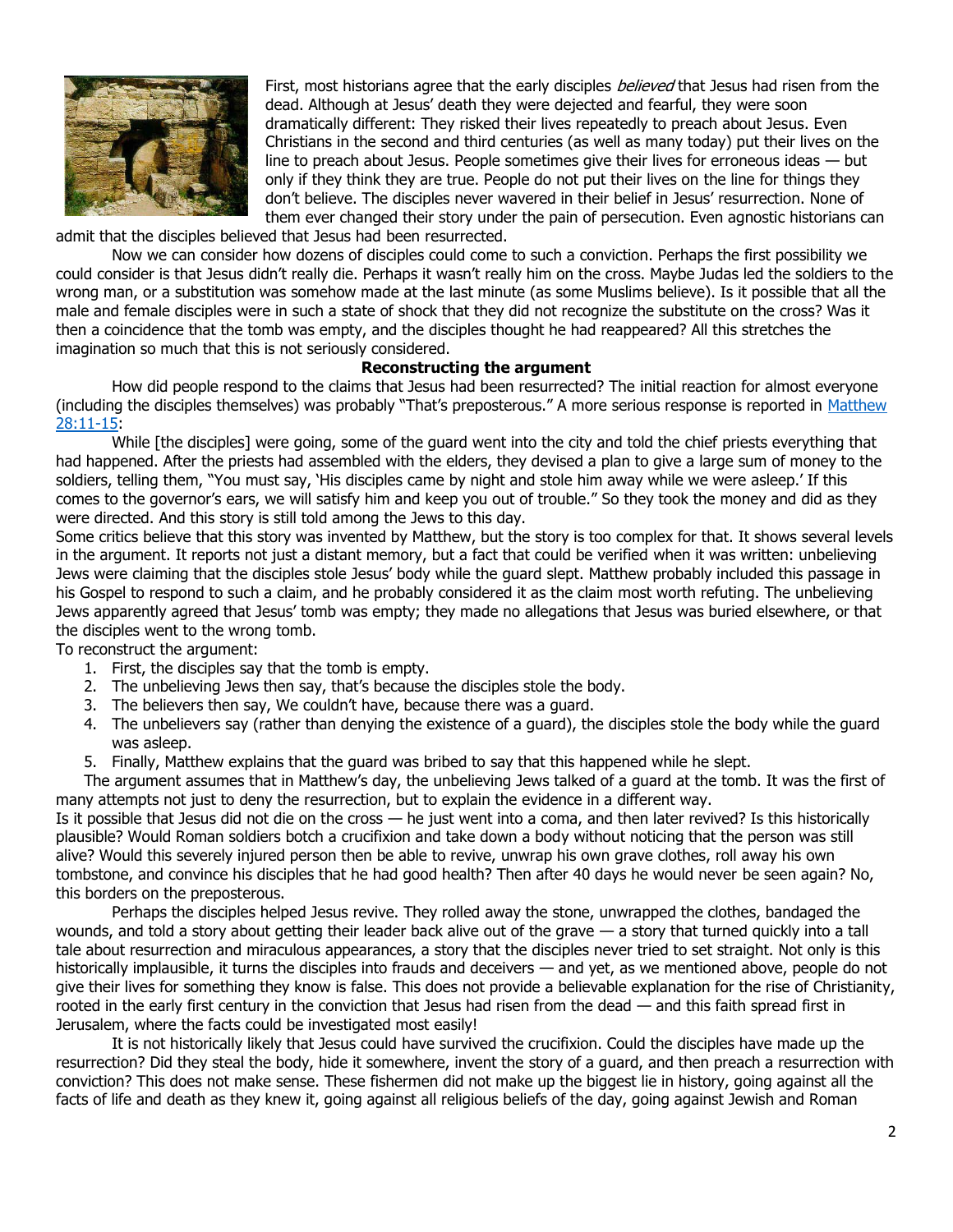First, most historians agree that the early disciples *believed* that Jesus had risen from the dead. Although at Jesus' death they were dejected and fearful, they were soon dramatically different: They risked their lives repeatedly to preach about Jesus. Even Christians in the second and third centuries (as well as many today) put their lives on the line to preach about Jesus. People sometimes give their lives for erroneous ideas — but only if they think they are true. People do not put their lives on the line for things they don't believe. The disciples never wavered in their belief in Jesus' resurrection. None of them ever changed their story under the pain of persecution. Even agnostic historians can admit that the disciples believed that Jesus had been resurrected.

Now we can consider how dozens of disciples could come to such a conviction. Perhaps the first possibility we could consider is that Jesus didn't really die. Perhaps it wasn't really him on the cross. Maybe Judas led the soldiers to the wrong man, or a substitution was somehow made at the last minute (as some Muslims believe). Is it possible that all the male and female disciples were in such a state of shock that they did not recognize the substitute on the cross? Was it then a coincidence that the tomb was empty, and the disciples thought he had reappeared? All this stretches the imagination so much that this is not seriously considered.

**Reconstructing the argument**

How did people respond to the claims that Jesus had been resurrected? The initial reaction for almost everyone (including the disciples themselves) was probably "That's preposterous." A more serious response is reported in [Matthew 28:11-15]:

While [the disciples] were going, some of the guard went into the city and told the chief priests everything that had happened. After the priests had assembled with the elders, they devised a plan to give a large sum of money to the soldiers, telling them, "You must say, 'His disciples came by night and stole him away while we were asleep.' If this comes to the governor's ears, we will satisfy him and keep you out of trouble." So they took the money and did as they were directed. And this story is still told among the Jews to this day.

Some critics believe that this story was invented by Matthew, but the story is too complex for that. It shows several levels in the argument. It reports not just a distant memory, but a fact that could be verified when it was written: unbelieving Jews were claiming that the disciples stole Jesus' body while the guard slept. Matthew probably included this passage in his Gospel to respond to such a claim, and he probably considered it as the claim most worth refuting. The unbelieving Jews apparently agreed that Jesus' tomb was empty; they made no allegations that Jesus was buried elsewhere, or that the disciples went to the wrong tomb.

To reconstruct the argument:

1. First, the disciples say that the tomb is empty.
2. The unbelieving Jews then say, that's because the disciples stole the body.
3. The believers then say, We couldn't have, because there was a guard.
4. The unbelievers say (rather than denying the existence of a guard), the disciples stole the body while the guard was asleep.
5. Finally, Matthew explains that the guard was bribed to say that this happened while he slept.

The argument assumes that in Matthew's day, the unbelieving Jews talked of a guard at the tomb. It was the first of many attempts not just to deny the resurrection, but to explain the evidence in a different way.

Is it possible that Jesus did not die on the cross — he just went into a coma, and then later revived? Is this historically plausible? Would Roman soldiers botch a crucifixion and take down a body without noticing that the person was still alive? Would this severely injured person then be able to revive, unwrap his own grave clothes, roll away his own tombstone, and convince his disciples that he had good health? Then after 40 days he would never be seen again? No, this borders on the preposterous.

Perhaps the disciples helped Jesus revive. They rolled away the stone, unwrapped the clothes, bandaged the wounds, and told a story about getting their leader back alive out of the grave — a story that turned quickly into a tall tale about resurrection and miraculous appearances, a story that the disciples never tried to set straight. Not only is this historically implausible, it turns the disciples into frauds and deceivers — and yet, as we mentioned above, people do not give their lives for something they know is false. This does not provide a believable explanation for the rise of Christianity, rooted in the early first century in the conviction that Jesus had risen from the dead — and this faith spread first in Jerusalem, where the facts could be investigated most easily!

It is not historically likely that Jesus could have survived the crucifixion. Could the disciples have made up the resurrection? Did they steal the body, hide it somewhere, invent the story of a guard, and then preach a resurrection with conviction? This does not make sense. These fishermen did not make up the biggest lie in history, going against all the facts of life and death as they knew it, going against all religious beliefs of the day, going against Jewish and Roman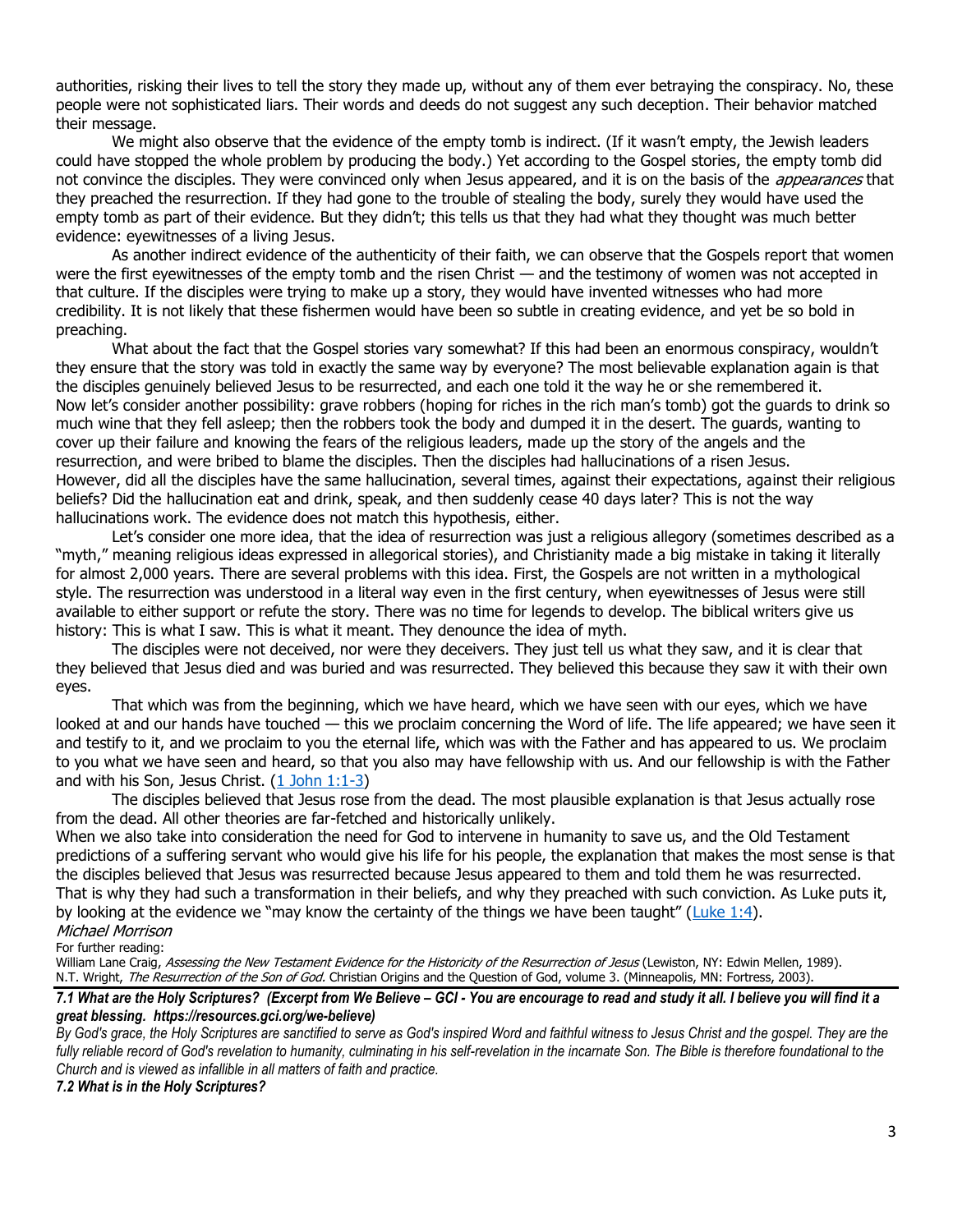authorities, risking their lives to tell the story they made up, without any of them ever betraying the conspiracy. No, these people were not sophisticated liars. Their words and deeds do not suggest any such deception. Their behavior matched their message.

We might also observe that the evidence of the empty tomb is indirect. (If it wasn't empty, the Jewish leaders could have stopped the whole problem by producing the body.) Yet according to the Gospel stories, the empty tomb did not convince the disciples. They were convinced only when Jesus appeared, and it is on the basis of the *appearances* that they preached the resurrection. If they had gone to the trouble of stealing the body, surely they would have used the empty tomb as part of their evidence. But they didn't; this tells us that they had what they thought was much better evidence: eyewitnesses of a living Jesus.

As another indirect evidence of the authenticity of their faith, we can observe that the Gospels report that women were the first eyewitnesses of the empty tomb and the risen Christ — and the testimony of women was not accepted in that culture. If the disciples were trying to make up a story, they would have invented witnesses who had more credibility. It is not likely that these fishermen would have been so subtle in creating evidence, and yet be so bold in preaching.

What about the fact that the Gospel stories vary somewhat? If this had been an enormous conspiracy, wouldn't they ensure that the story was told in exactly the same way by everyone? The most believable explanation again is that the disciples genuinely believed Jesus to be resurrected, and each one told it the way he or she remembered it.

Now let's consider another possibility: grave robbers (hoping for riches in the rich man's tomb) got the guards to drink so much wine that they fell asleep; then the robbers took the body and dumped it in the desert. The guards, wanting to cover up their failure and knowing the fears of the religious leaders, made up the story of the angels and the resurrection, and were bribed to blame the disciples. Then the disciples had hallucinations of a risen Jesus.

However, did all the disciples have the same hallucination, several times, against their expectations, against their religious beliefs? Did the hallucination eat and drink, speak, and then suddenly cease 40 days later? This is not the way hallucinations work. The evidence does not match this hypothesis, either.

Let's consider one more idea, that the idea of resurrection was just a religious allegory (sometimes described as a "myth," meaning religious ideas expressed in allegorical stories), and Christianity made a big mistake in taking it literally for almost 2,000 years. There are several problems with this idea. First, the Gospels are not written in a mythological style. The resurrection was understood in a literal way even in the first century, when eyewitnesses of Jesus were still available to either support or refute the story. There was no time for legends to develop. The biblical writers give us history: This is what I saw. This is what it meant. They denounce the idea of myth.

The disciples were not deceived, nor were they deceivers. They just tell us what they saw, and it is clear that they believed that Jesus died and was buried and was resurrected. They believed this because they saw it with their own eyes.

That which was from the beginning, which we have heard, which we have seen with our eyes, which we have looked at and our hands have touched — this we proclaim concerning the Word of life. The life appeared; we have seen it and testify to it, and we proclaim to you the eternal life, which was with the Father and has appeared to us. We proclaim to you what we have seen and heard, so that you also may have fellowship with us. And our fellowship is with the Father and with his Son, Jesus Christ. (1 John 1:1-3)

The disciples believed that Jesus rose from the dead. The most plausible explanation is that Jesus actually rose from the dead. All other theories are far-fetched and historically unlikely.

When we also take into consideration the need for God to intervene in humanity to save us, and the Old Testament predictions of a suffering servant who would give his life for his people, the explanation that makes the most sense is that the disciples believed that Jesus was resurrected because Jesus appeared to them and told them he was resurrected. That is why they had such a transformation in their beliefs, and why they preached with such conviction. As Luke puts it, by looking at the evidence we "may know the certainty of the things we have been taught" (Luke 1:4).

*Michael Morrison*

For further reading:

William Lane Craig, *Assessing the New Testament Evidence for the Historicity of the Resurrection of Jesus* (Lewiston, NY: Edwin Mellen, 1989).

N.T. Wright, *The Resurrection of the Son of God.* Christian Origins and the Question of God, volume 3. (Minneapolis, MN: Fortress, 2003).

***7.1 What are the Holy Scriptures? (Excerpt from We Believe – GCI - You are encourage to read and study it all. I believe you will find it a great blessing. https://resources.gci.org/we-believe)***

*By God's grace, the Holy Scriptures are sanctified to serve as God's inspired Word and faithful witness to Jesus Christ and the gospel. They are the fully reliable record of God's revelation to humanity, culminating in his self-revelation in the incarnate Son. The Bible is therefore foundational to the Church and is viewed as infallible in all matters of faith and practice.*

***7.2 What is in the Holy Scriptures?***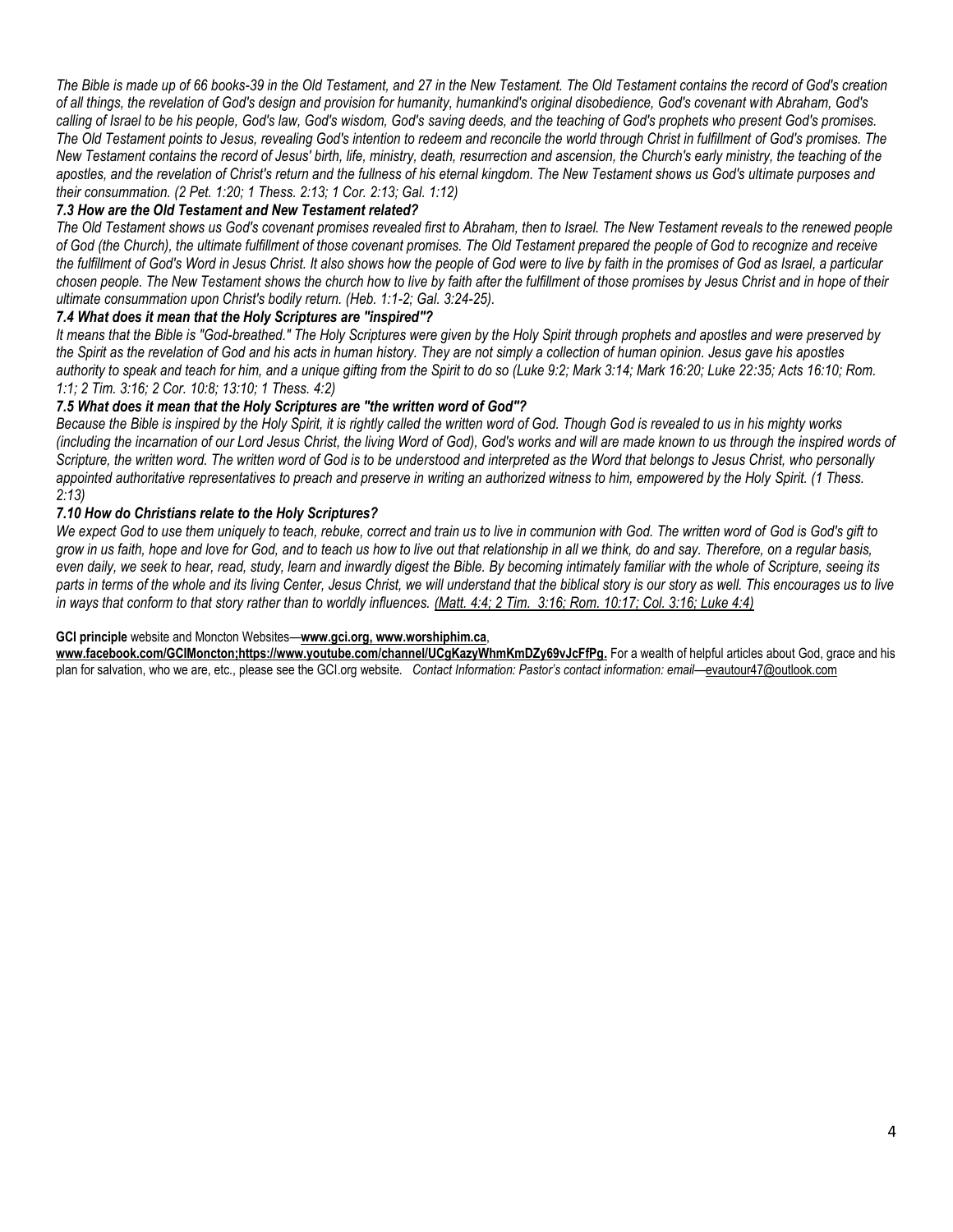*The Bible is made up of 66 books-39 in the Old Testament, and 27 in the New Testament. The Old Testament contains the record of God's creation of all things, the revelation of God's design and provision for humanity, humankind's original disobedience, God's covenant with Abraham, God's calling of Israel to be his people, God's law, God's wisdom, God's saving deeds, and the teaching of God's prophets who present God's promises. The Old Testament points to Jesus, revealing God's intention to redeem and reconcile the world through Christ in fulfillment of God's promises. The New Testament contains the record of Jesus' birth, life, ministry, death, resurrection and ascension, the Church's early ministry, the teaching of the apostles, and the revelation of Christ's return and the fullness of his eternal kingdom. The New Testament shows us God's ultimate purposes and their consummation. (2 Pet. 1:20; 1 Thess. 2:13; 1 Cor. 2:13; Gal. 1:12)*

***7.3 How are the Old Testament and New Testament related?***

*The Old Testament shows us God's covenant promises revealed first to Abraham, then to Israel. The New Testament reveals to the renewed people of God (the Church), the ultimate fulfillment of those covenant promises. The Old Testament prepared the people of God to recognize and receive the fulfillment of God's Word in Jesus Christ. It also shows how the people of God were to live by faith in the promises of God as Israel, a particular chosen people. The New Testament shows the church how to live by faith after the fulfillment of those promises by Jesus Christ and in hope of their ultimate consummation upon Christ's bodily return. (Heb. 1:1-2; Gal. 3:24-25).*

***7.4 What does it mean that the Holy Scriptures are "inspired"?***

*It means that the Bible is "God-breathed." The Holy Scriptures were given by the Holy Spirit through prophets and apostles and were preserved by the Spirit as the revelation of God and his acts in human history. They are not simply a collection of human opinion. Jesus gave his apostles authority to speak and teach for him, and a unique gifting from the Spirit to do so (Luke 9:2; Mark 3:14; Mark 16:20; Luke 22:35; Acts 16:10; Rom. 1:1; 2 Tim. 3:16; 2 Cor. 10:8; 13:10; 1 Thess. 4:2)*

***7.5 What does it mean that the Holy Scriptures are "the written word of God"?***

*Because the Bible is inspired by the Holy Spirit, it is rightly called the written word of God. Though God is revealed to us in his mighty works (including the incarnation of our Lord Jesus Christ, the living Word of God), God's works and will are made known to us through the inspired words of Scripture, the written word. The written word of God is to be understood and interpreted as the Word that belongs to Jesus Christ, who personally appointed authoritative representatives to preach and preserve in writing an authorized witness to him, empowered by the Holy Spirit. (1 Thess. 2:13)*

***7.10 How do Christians relate to the Holy Scriptures?***

*We expect God to use them uniquely to teach, rebuke, correct and train us to live in communion with God. The written word of God is God's gift to grow in us faith, hope and love for God, and to teach us how to live out that relationship in all we think, do and say. Therefore, on a regular basis, even daily, we seek to hear, read, study, learn and inwardly digest the Bible. By becoming intimately familiar with the whole of Scripture, seeing its parts in terms of the whole and its living Center, Jesus Christ, we will understand that the biblical story is our story as well. This encourages us to live in ways that conform to that story rather than to worldly influences. (Matt. 4:4; 2 Tim. 3:16; Rom. 10:17; Col. 3:16; Luke 4:4)*

**GCI principle** website and Moncton Websites—**www.gci.org, www.worshiphim.ca**, **www.facebook.com/GCIMoncton;https://www.youtube.com/channel/UCgKazyWhmKmDZy69vJcFfPg.** For a wealth of helpful articles about God, grace and his plan for salvation, who we are, etc., please see the GCI.org website. *Contact Information: Pastor's contact information: email*—evautour47@outlook.com